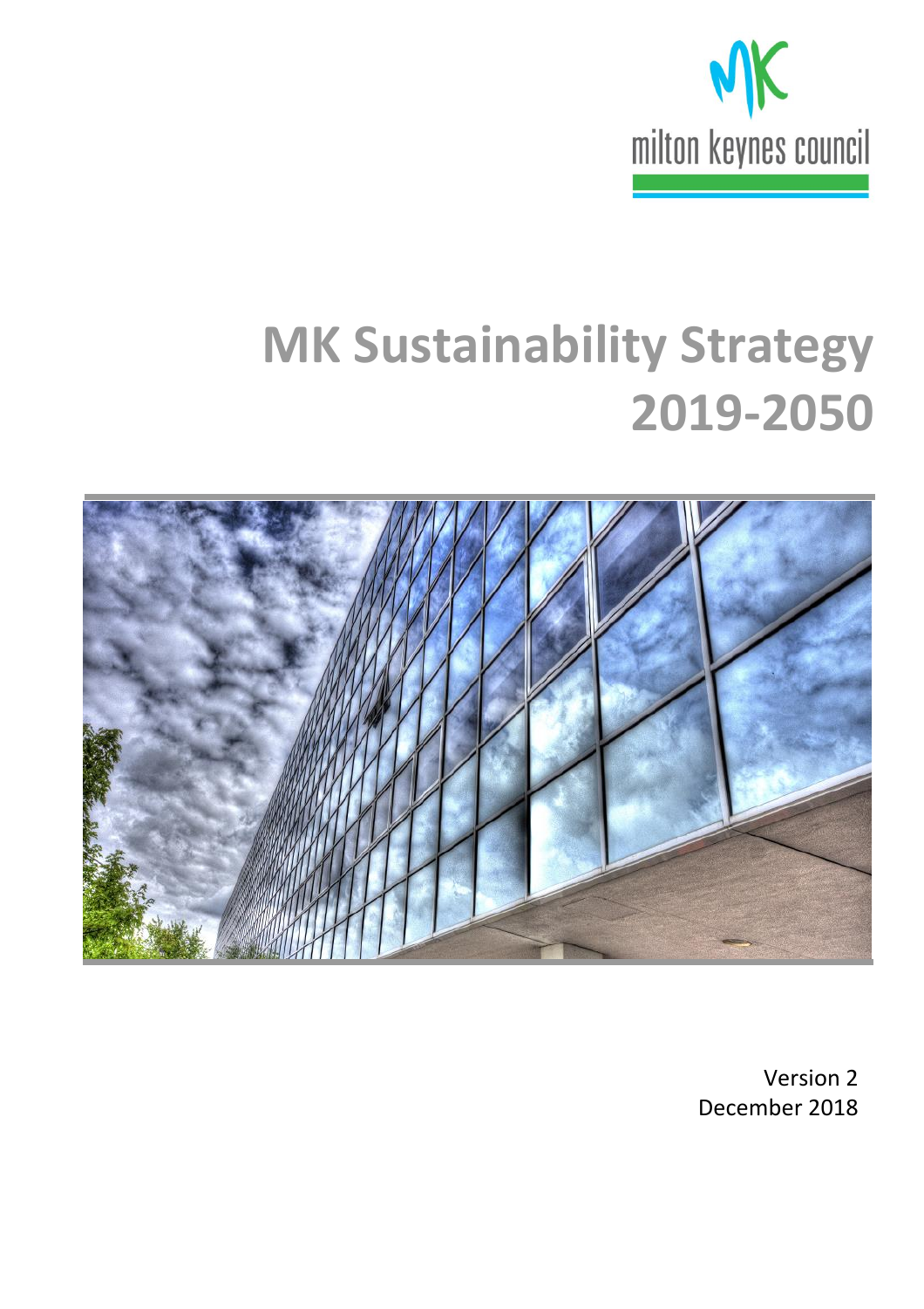milton keynes council

# MK Sustainability Strategy 2019-2050

Version 2
December 2018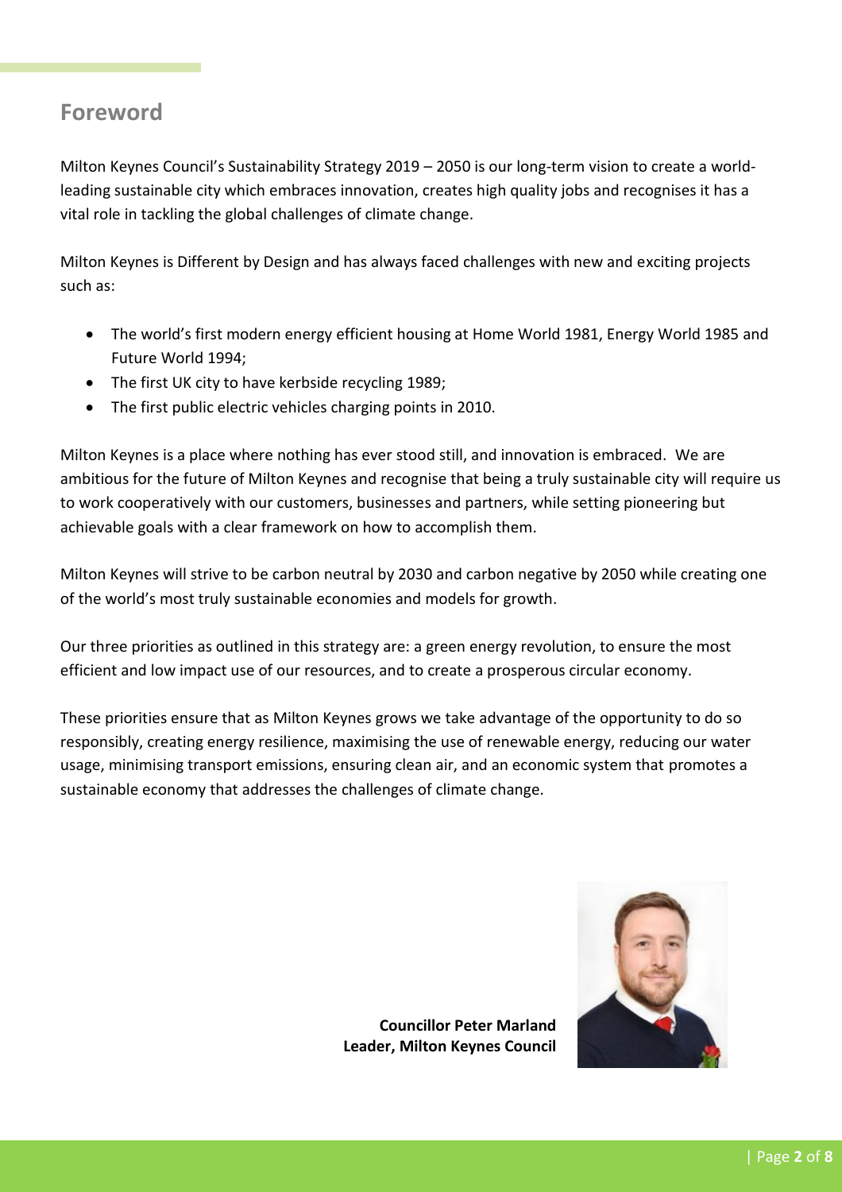## Foreword

Milton Keynes Council's Sustainability Strategy 2019 – 2050 is our long-term vision to create a world-leading sustainable city which embraces innovation, creates high quality jobs and recognises it has a vital role in tackling the global challenges of climate change.

Milton Keynes is Different by Design and has always faced challenges with new and exciting projects such as:

- The world's first modern energy efficient housing at Home World 1981, Energy World 1985 and Future World 1994;
- The first UK city to have kerbside recycling 1989;
- The first public electric vehicles charging points in 2010.

Milton Keynes is a place where nothing has ever stood still, and innovation is embraced. We are ambitious for the future of Milton Keynes and recognise that being a truly sustainable city will require us to work cooperatively with our customers, businesses and partners, while setting pioneering but achievable goals with a clear framework on how to accomplish them.

Milton Keynes will strive to be carbon neutral by 2030 and carbon negative by 2050 while creating one of the world's most truly sustainable economies and models for growth.

Our three priorities as outlined in this strategy are: a green energy revolution, to ensure the most efficient and low impact use of our resources, and to create a prosperous circular economy.

These priorities ensure that as Milton Keynes grows we take advantage of the opportunity to do so responsibly, creating energy resilience, maximising the use of renewable energy, reducing our water usage, minimising transport emissions, ensuring clean air, and an economic system that promotes a sustainable economy that addresses the challenges of climate change.

**Councillor Peter Marland**
**Leader, Milton Keynes Council**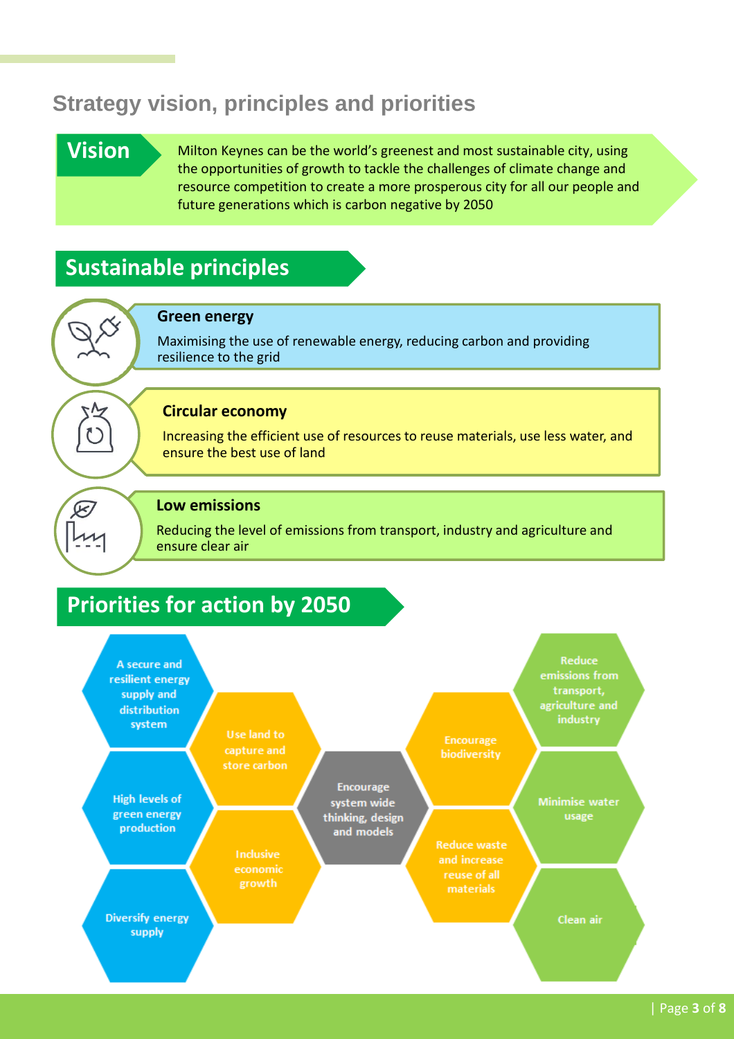## Strategy vision, principles and priorities

### Vision

Milton Keynes can be the world's greenest and most sustainable city, using the opportunities of growth to tackle the challenges of climate change and resource competition to create a more prosperous city for all our people and future generations which is carbon negative by 2050

### Sustainable principles

**Green energy**

Maximising the use of renewable energy, reducing carbon and providing resilience to the grid

**Circular economy**

Increasing the efficient use of resources to reuse materials, use less water, and ensure the best use of land

**Low emissions**

Reducing the level of emissions from transport, industry and agriculture and ensure clear air

### Priorities for action by 2050

- A secure and resilient energy supply and distribution system
- High levels of green energy production
- Diversify energy supply
- Use land to capture and store carbon
- Inclusive economic growth
- Encourage system wide thinking, design and models
- Encourage biodiversity
- Reduce waste and increase reuse of all materials
- Reduce emissions from transport, agriculture and industry
- Minimise water usage
- Clean air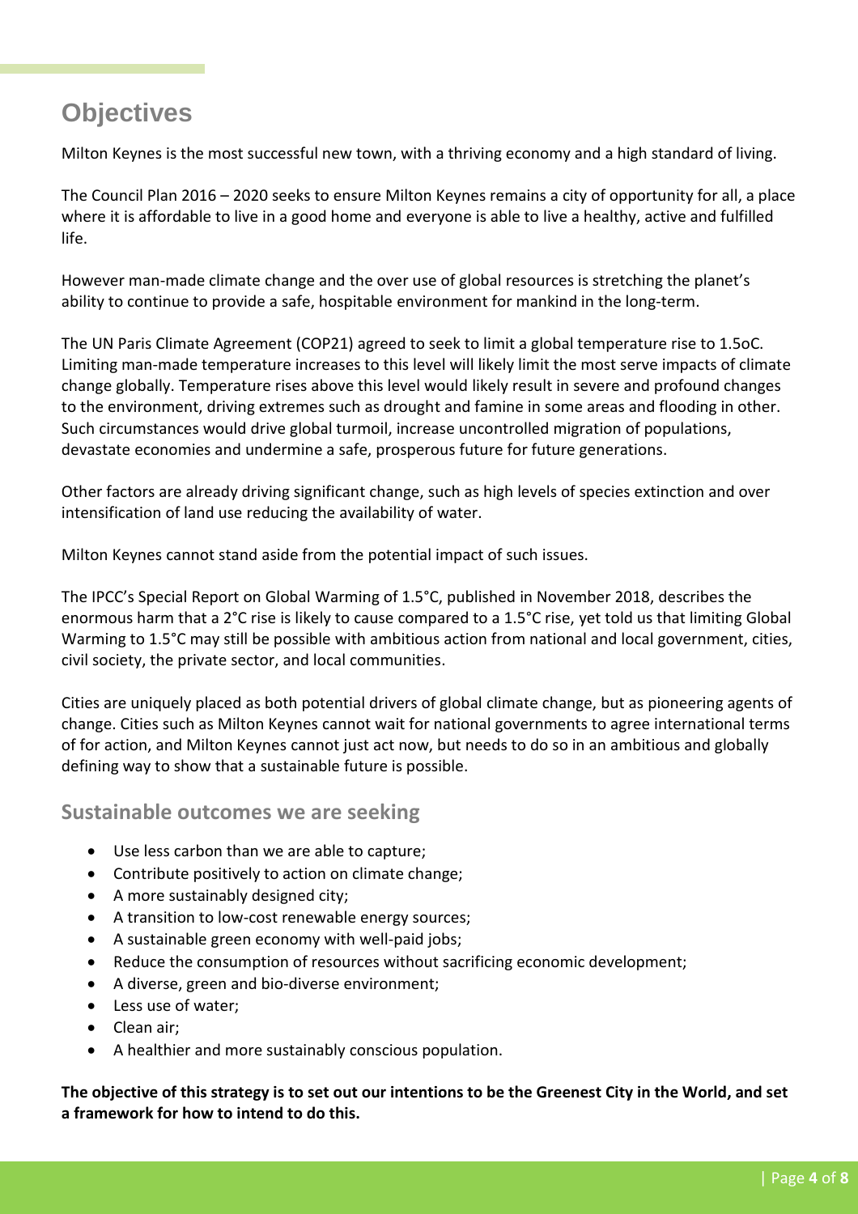# Objectives

Milton Keynes is the most successful new town, with a thriving economy and a high standard of living.

The Council Plan 2016 – 2020 seeks to ensure Milton Keynes remains a city of opportunity for all, a place where it is affordable to live in a good home and everyone is able to live a healthy, active and fulfilled life.

However man-made climate change and the over use of global resources is stretching the planet's ability to continue to provide a safe, hospitable environment for mankind in the long-term.

The UN Paris Climate Agreement (COP21) agreed to seek to limit a global temperature rise to 1.5oC. Limiting man-made temperature increases to this level will likely limit the most serve impacts of climate change globally. Temperature rises above this level would likely result in severe and profound changes to the environment, driving extremes such as drought and famine in some areas and flooding in other. Such circumstances would drive global turmoil, increase uncontrolled migration of populations, devastate economies and undermine a safe, prosperous future for future generations.

Other factors are already driving significant change, such as high levels of species extinction and over intensification of land use reducing the availability of water.

Milton Keynes cannot stand aside from the potential impact of such issues.

The IPCC's Special Report on Global Warming of 1.5°C, published in November 2018, describes the enormous harm that a 2°C rise is likely to cause compared to a 1.5°C rise, yet told us that limiting Global Warming to 1.5°C may still be possible with ambitious action from national and local government, cities, civil society, the private sector, and local communities.

Cities are uniquely placed as both potential drivers of global climate change, but as pioneering agents of change. Cities such as Milton Keynes cannot wait for national governments to agree international terms of for action, and Milton Keynes cannot just act now, but needs to do so in an ambitious and globally defining way to show that a sustainable future is possible.

## Sustainable outcomes we are seeking

- Use less carbon than we are able to capture;
- Contribute positively to action on climate change;
- A more sustainably designed city;
- A transition to low-cost renewable energy sources;
- A sustainable green economy with well-paid jobs;
- Reduce the consumption of resources without sacrificing economic development;
- A diverse, green and bio-diverse environment;
- Less use of water;
- Clean air;
- A healthier and more sustainably conscious population.

**The objective of this strategy is to set out our intentions to be the Greenest City in the World, and set a framework for how to intend to do this.**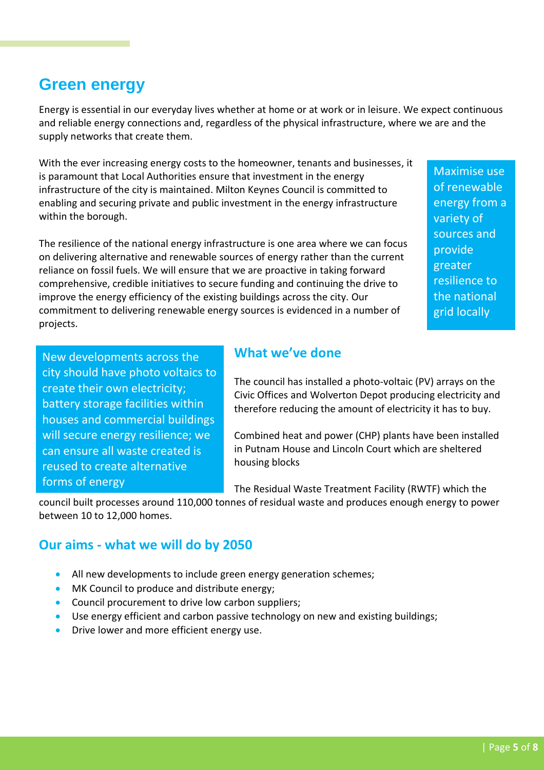## Green energy

Energy is essential in our everyday lives whether at home or at work or in leisure. We expect continuous and reliable energy connections and, regardless of the physical infrastructure, where we are and the supply networks that create them.

With the ever increasing energy costs to the homeowner, tenants and businesses, it is paramount that Local Authorities ensure that investment in the energy infrastructure of the city is maintained. Milton Keynes Council is committed to enabling and securing private and public investment in the energy infrastructure within the borough.

Maximise use of renewable energy from a variety of sources and provide greater resilience to the national grid locally

The resilience of the national energy infrastructure is one area where we can focus on delivering alternative and renewable sources of energy rather than the current reliance on fossil fuels. We will ensure that we are proactive in taking forward comprehensive, credible initiatives to secure funding and continuing the drive to improve the energy efficiency of the existing buildings across the city. Our commitment to delivering renewable energy sources is evidenced in a number of projects.

New developments across the city should have photo voltaics to create their own electricity; battery storage facilities within houses and commercial buildings will secure energy resilience; we can ensure all waste created is reused to create alternative forms of energy

### What we've done

The council has installed a photo-voltaic (PV) arrays on the Civic Offices and Wolverton Depot producing electricity and therefore reducing the amount of electricity it has to buy.

Combined heat and power (CHP) plants have been installed in Putnam House and Lincoln Court which are sheltered housing blocks

The Residual Waste Treatment Facility (RWTF) which the council built processes around 110,000 tonnes of residual waste and produces enough energy to power between 10 to 12,000 homes.

### Our aims - what we will do by 2050

- All new developments to include green energy generation schemes;
- MK Council to produce and distribute energy;
- Council procurement to drive low carbon suppliers;
- Use energy efficient and carbon passive technology on new and existing buildings;
- Drive lower and more efficient energy use.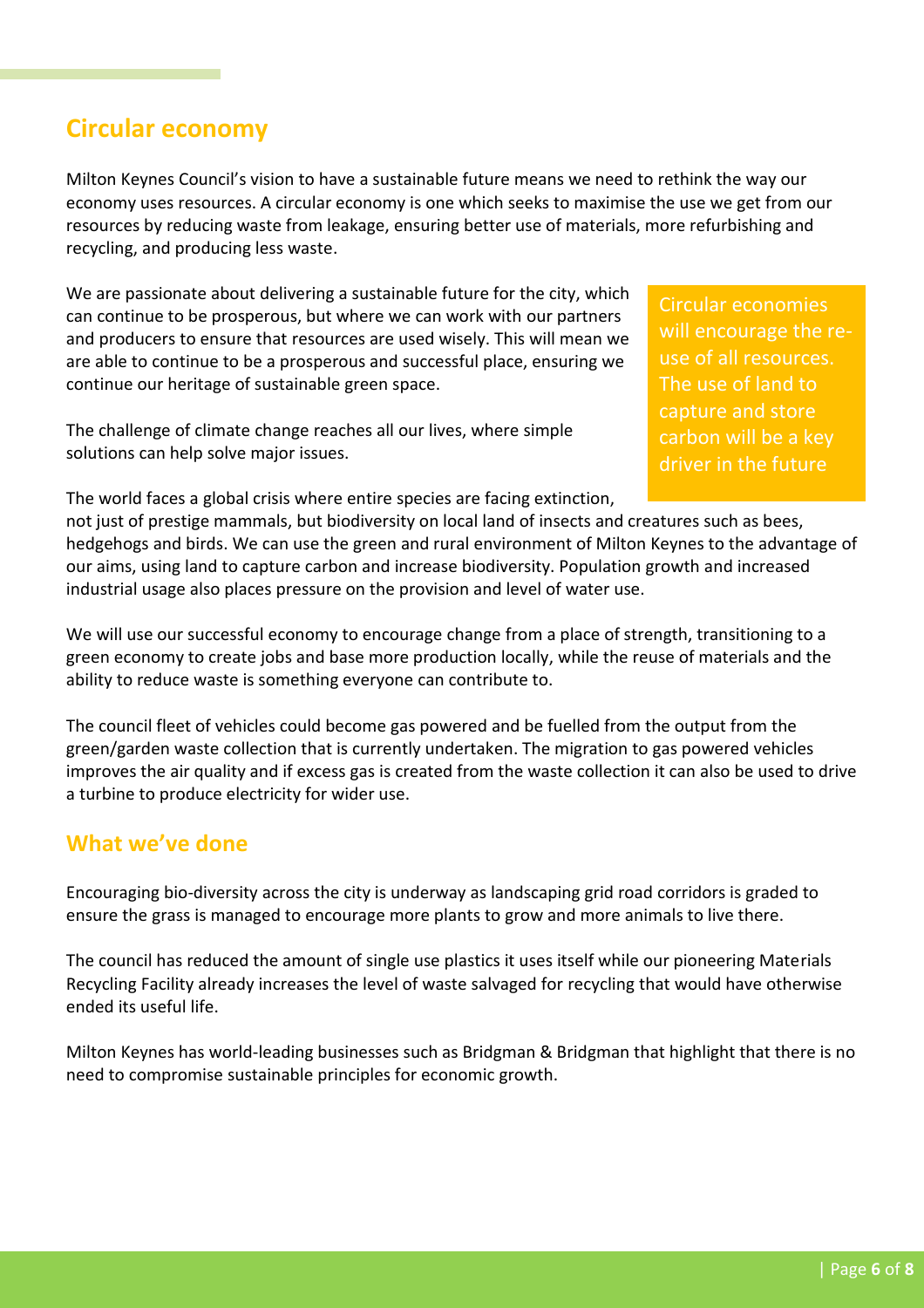## Circular economy

Milton Keynes Council's vision to have a sustainable future means we need to rethink the way our economy uses resources. A circular economy is one which seeks to maximise the use we get from our resources by reducing waste from leakage, ensuring better use of materials, more refurbishing and recycling, and producing less waste.

We are passionate about delivering a sustainable future for the city, which can continue to be prosperous, but where we can work with our partners and producers to ensure that resources are used wisely. This will mean we are able to continue to be a prosperous and successful place, ensuring we continue our heritage of sustainable green space.

> Circular economies will encourage the re-use of all resources. The use of land to capture and store carbon will be a key driver in the future

The challenge of climate change reaches all our lives, where simple solutions can help solve major issues.

The world faces a global crisis where entire species are facing extinction, not just of prestige mammals, but biodiversity on local land of insects and creatures such as bees, hedgehogs and birds. We can use the green and rural environment of Milton Keynes to the advantage of our aims, using land to capture carbon and increase biodiversity. Population growth and increased industrial usage also places pressure on the provision and level of water use.

We will use our successful economy to encourage change from a place of strength, transitioning to a green economy to create jobs and base more production locally, while the reuse of materials and the ability to reduce waste is something everyone can contribute to.

The council fleet of vehicles could become gas powered and be fuelled from the output from the green/garden waste collection that is currently undertaken. The migration to gas powered vehicles improves the air quality and if excess gas is created from the waste collection it can also be used to drive a turbine to produce electricity for wider use.

### What we've done

Encouraging bio-diversity across the city is underway as landscaping grid road corridors is graded to ensure the grass is managed to encourage more plants to grow and more animals to live there.

The council has reduced the amount of single use plastics it uses itself while our pioneering Materials Recycling Facility already increases the level of waste salvaged for recycling that would have otherwise ended its useful life.

Milton Keynes has world-leading businesses such as Bridgman & Bridgman that highlight that there is no need to compromise sustainable principles for economic growth.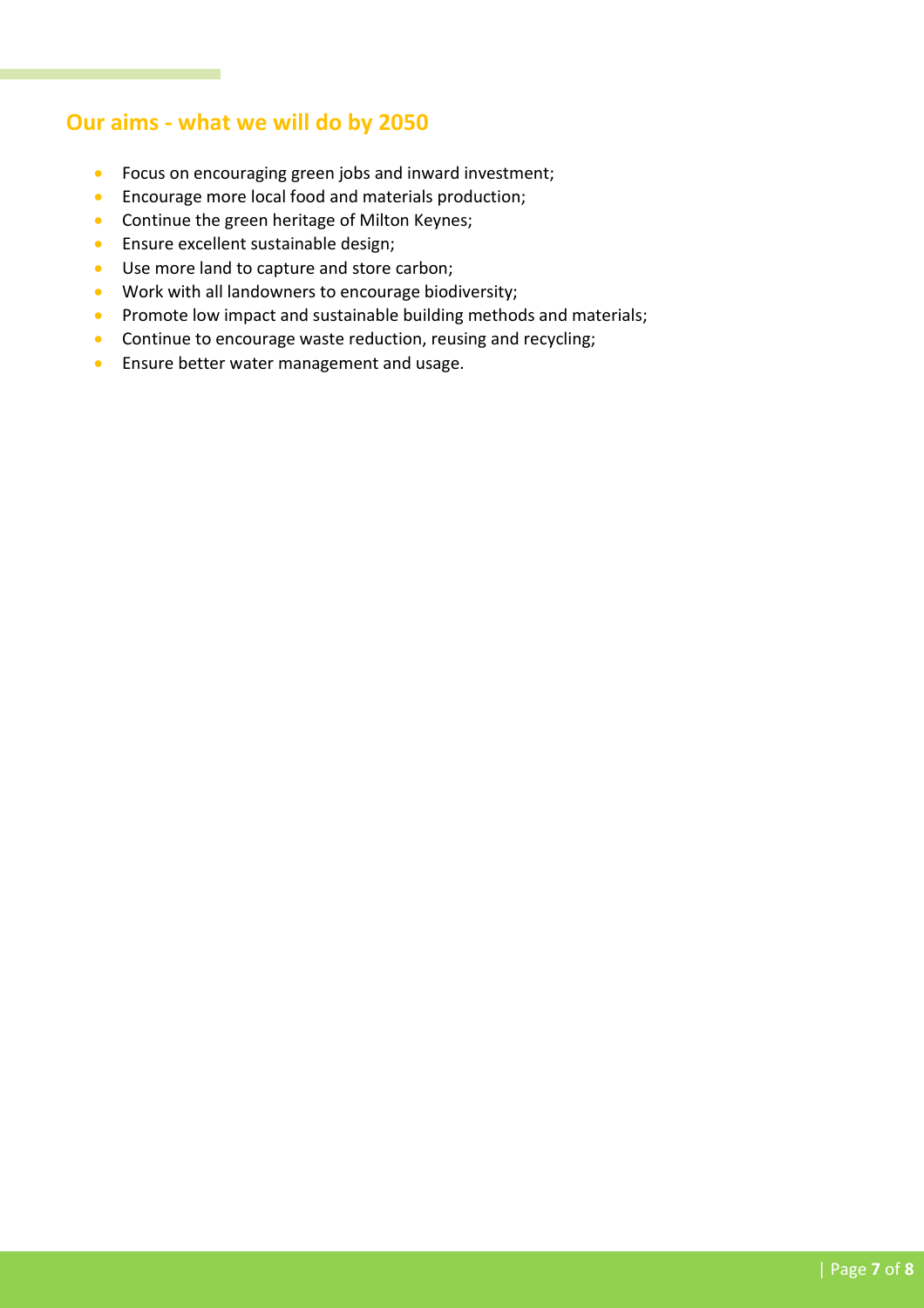## Our aims - what we will do by 2050

- Focus on encouraging green jobs and inward investment;
- Encourage more local food and materials production;
- Continue the green heritage of Milton Keynes;
- Ensure excellent sustainable design;
- Use more land to capture and store carbon;
- Work with all landowners to encourage biodiversity;
- Promote low impact and sustainable building methods and materials;
- Continue to encourage waste reduction, reusing and recycling;
- Ensure better water management and usage.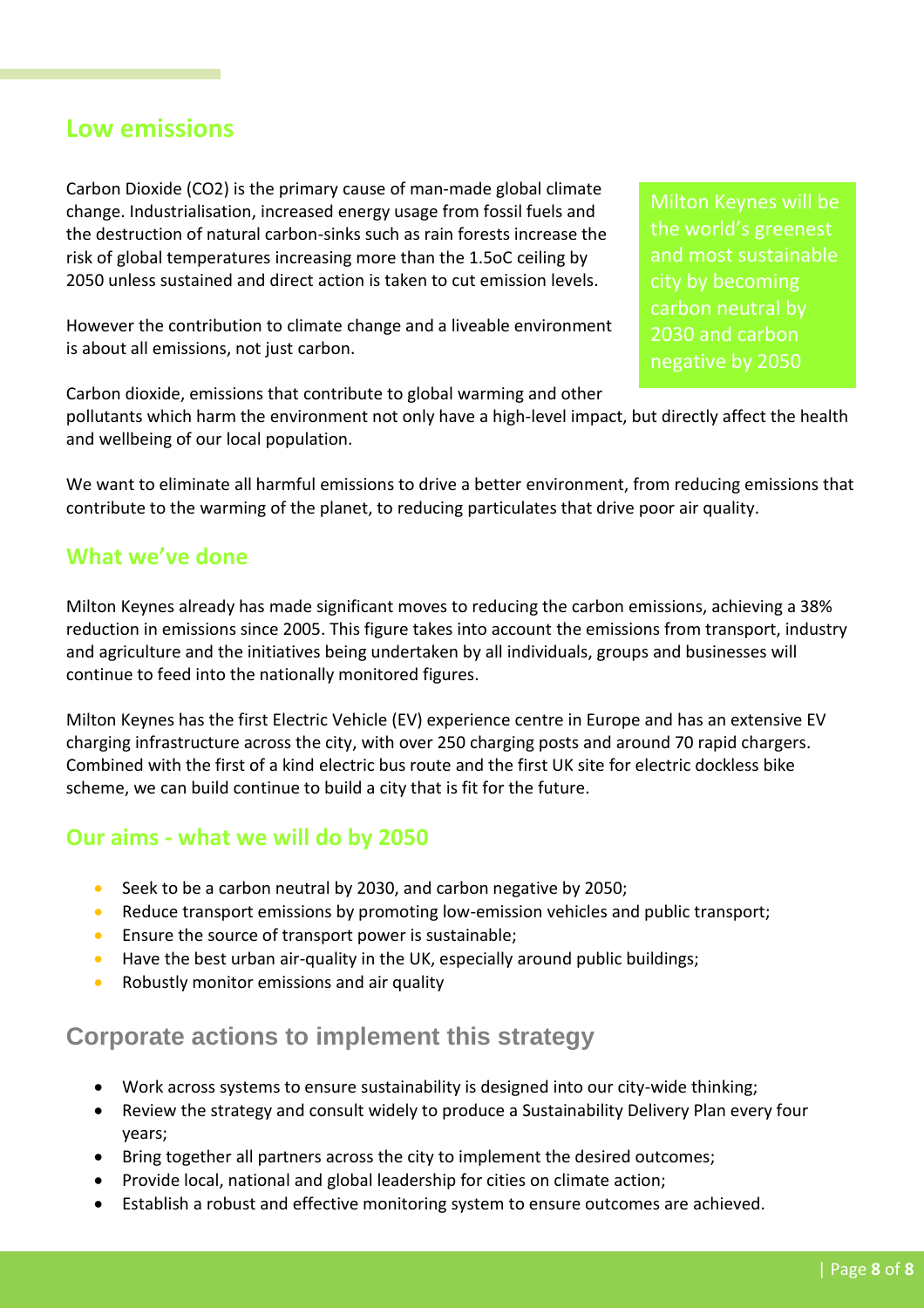## Low emissions

Carbon Dioxide ($CO_2$) is the primary cause of man-made global climate change. Industrialisation, increased energy usage from fossil fuels and the destruction of natural carbon-sinks such as rain forests increase the risk of global temperatures increasing more than the 1.5oC ceiling by 2050 unless sustained and direct action is taken to cut emission levels.

However the contribution to climate change and a liveable environment is about all emissions, not just carbon.

> Milton Keynes will be the world's greenest and most sustainable city by becoming carbon neutral by 2030 and carbon negative by 2050

Carbon dioxide, emissions that contribute to global warming and other pollutants which harm the environment not only have a high-level impact, but directly affect the health and wellbeing of our local population.

We want to eliminate all harmful emissions to drive a better environment, from reducing emissions that contribute to the warming of the planet, to reducing particulates that drive poor air quality.

### What we've done

Milton Keynes already has made significant moves to reducing the carbon emissions, achieving a 38% reduction in emissions since 2005. This figure takes into account the emissions from transport, industry and agriculture and the initiatives being undertaken by all individuals, groups and businesses will continue to feed into the nationally monitored figures.

Milton Keynes has the first Electric Vehicle (EV) experience centre in Europe and has an extensive EV charging infrastructure across the city, with over 250 charging posts and around 70 rapid chargers. Combined with the first of a kind electric bus route and the first UK site for electric dockless bike scheme, we can build continue to build a city that is fit for the future.

### Our aims - what we will do by 2050

- Seek to be a carbon neutral by 2030, and carbon negative by 2050;
- Reduce transport emissions by promoting low-emission vehicles and public transport;
- Ensure the source of transport power is sustainable;
- Have the best urban air-quality in the UK, especially around public buildings;
- Robustly monitor emissions and air quality

### Corporate actions to implement this strategy

- Work across systems to ensure sustainability is designed into our city-wide thinking;
- Review the strategy and consult widely to produce a Sustainability Delivery Plan every four years;
- Bring together all partners across the city to implement the desired outcomes;
- Provide local, national and global leadership for cities on climate action;
- Establish a robust and effective monitoring system to ensure outcomes are achieved.